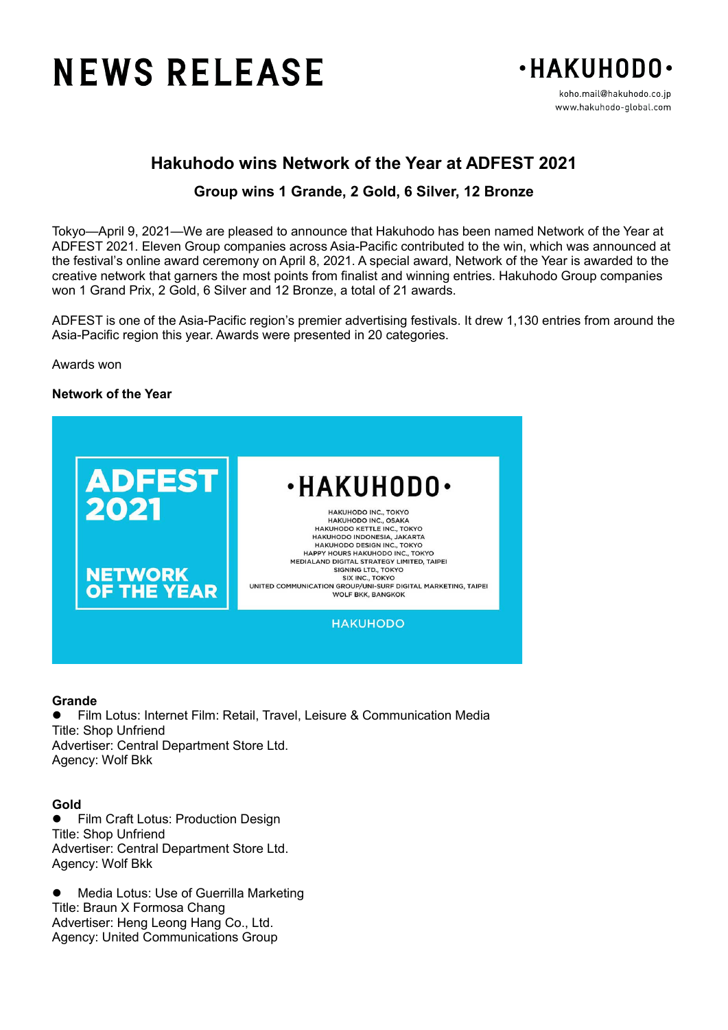# NEWS RELEASE

•HAKUHODO•

koho.mail@hakuhodo.co.jp
www.hakuhodo-global.com

## Hakuhodo wins Network of the Year at ADFEST 2021

### Group wins 1 Grande, 2 Gold, 6 Silver, 12 Bronze

Tokyo—April 9, 2021—We are pleased to announce that Hakuhodo has been named Network of the Year at ADFEST 2021. Eleven Group companies across Asia-Pacific contributed to the win, which was announced at the festival's online award ceremony on April 8, 2021. A special award, Network of the Year is awarded to the creative network that garners the most points from finalist and winning entries. Hakuhodo Group companies won 1 Grand Prix, 2 Gold, 6 Silver and 12 Bronze, a total of 21 awards.

ADFEST is one of the Asia-Pacific region's premier advertising festivals. It drew 1,130 entries from around the Asia-Pacific region this year. Awards were presented in 20 categories.

Awards won

**Network of the Year**

ADFEST 2021
NETWORK OF THE YEAR

•HAKUHODO•

HAKUHODO INC., TOKYO
HAKUHODO INC., OSAKA
HAKUHODO KETTLE INC., TOKYO
HAKUHODO INDONESIA, JAKARTA
HAKUHODO DESIGN INC., TOKYO
HAPPY HOURS HAKUHODO INC., TOKYO
MEDIALAND DIGITAL STRATEGY LIMITED, TAIPEI
SIGNING LTD., TOKYO
SIX INC., TOKYO
UNITED COMMUNICATION GROUP/UNI-SURF DIGITAL MARKETING, TAIPEI
WOLF BKK, BANGKOK

HAKUHODO

**Grande**

- Film Lotus: Internet Film: Retail, Travel, Leisure & Communication Media

Title: Shop Unfriend
Advertiser: Central Department Store Ltd.
Agency: Wolf Bkk

**Gold**

- Film Craft Lotus: Production Design

Title: Shop Unfriend
Advertiser: Central Department Store Ltd.
Agency: Wolf Bkk

- Media Lotus: Use of Guerrilla Marketing

Title: Braun X Formosa Chang
Advertiser: Heng Leong Hang Co., Ltd.
Agency: United Communications Group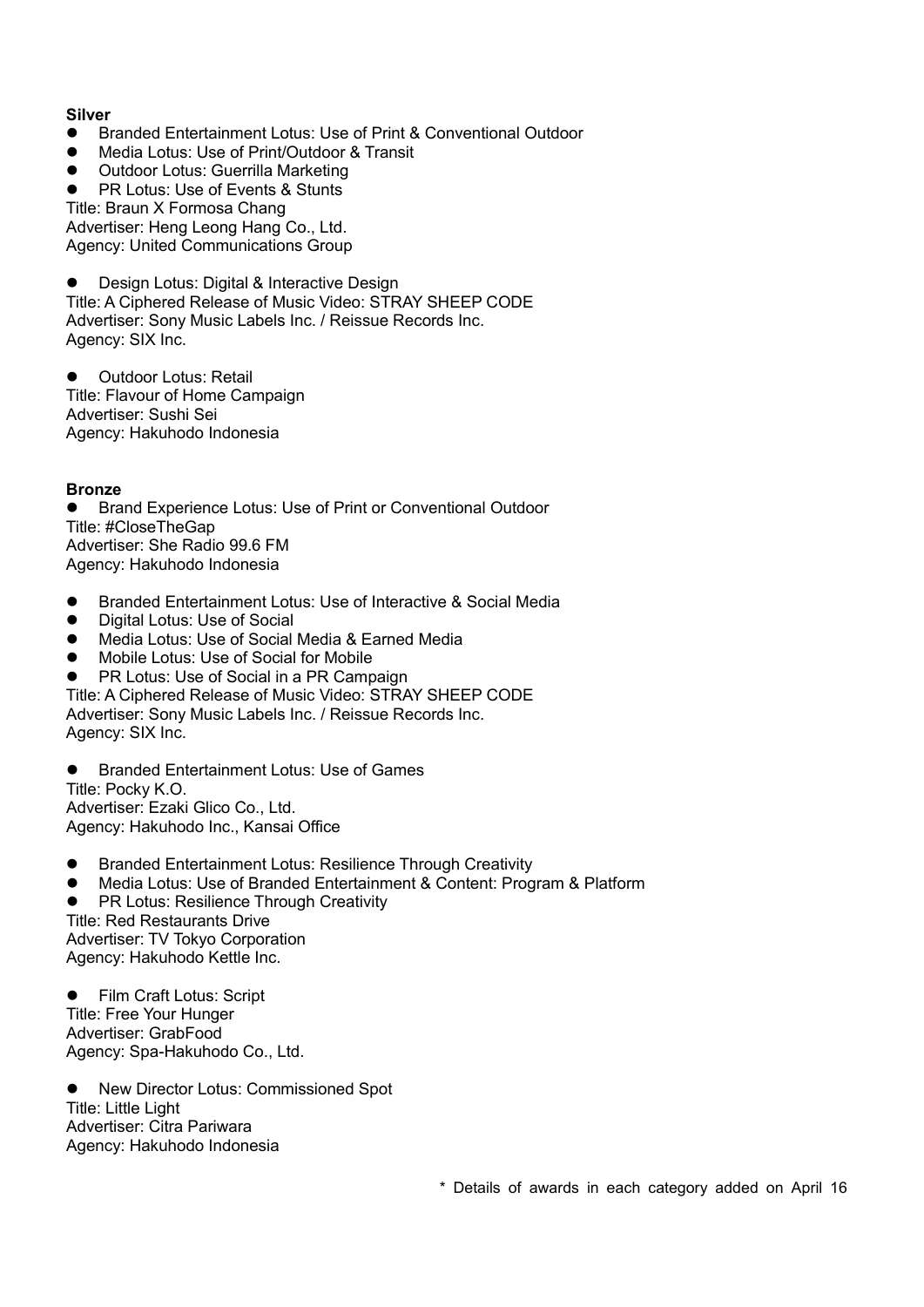**Silver**

- Branded Entertainment Lotus: Use of Print & Conventional Outdoor
- Media Lotus: Use of Print/Outdoor & Transit
- Outdoor Lotus: Guerrilla Marketing
- PR Lotus: Use of Events & Stunts

Title: Braun X Formosa Chang
Advertiser: Heng Leong Hang Co., Ltd.
Agency: United Communications Group

- Design Lotus: Digital & Interactive Design

Title: A Ciphered Release of Music Video: STRAY SHEEP CODE
Advertiser: Sony Music Labels Inc. / Reissue Records Inc.
Agency: SIX Inc.

- Outdoor Lotus: Retail

Title: Flavour of Home Campaign
Advertiser: Sushi Sei
Agency: Hakuhodo Indonesia

**Bronze**

- Brand Experience Lotus: Use of Print or Conventional Outdoor

Title: #CloseTheGap
Advertiser: She Radio 99.6 FM
Agency: Hakuhodo Indonesia

- Branded Entertainment Lotus: Use of Interactive & Social Media
- Digital Lotus: Use of Social
- Media Lotus: Use of Social Media & Earned Media
- Mobile Lotus: Use of Social for Mobile
- PR Lotus: Use of Social in a PR Campaign

Title: A Ciphered Release of Music Video: STRAY SHEEP CODE
Advertiser: Sony Music Labels Inc. / Reissue Records Inc.
Agency: SIX Inc.

- Branded Entertainment Lotus: Use of Games

Title: Pocky K.O.
Advertiser: Ezaki Glico Co., Ltd.
Agency: Hakuhodo Inc., Kansai Office

- Branded Entertainment Lotus: Resilience Through Creativity
- Media Lotus: Use of Branded Entertainment & Content: Program & Platform
- PR Lotus: Resilience Through Creativity

Title: Red Restaurants Drive
Advertiser: TV Tokyo Corporation
Agency: Hakuhodo Kettle Inc.

- Film Craft Lotus: Script

Title: Free Your Hunger
Advertiser: GrabFood
Agency: Spa-Hakuhodo Co., Ltd.

- New Director Lotus: Commissioned Spot

Title: Little Light
Advertiser: Citra Pariwara
Agency: Hakuhodo Indonesia

\* Details of awards in each category added on April 16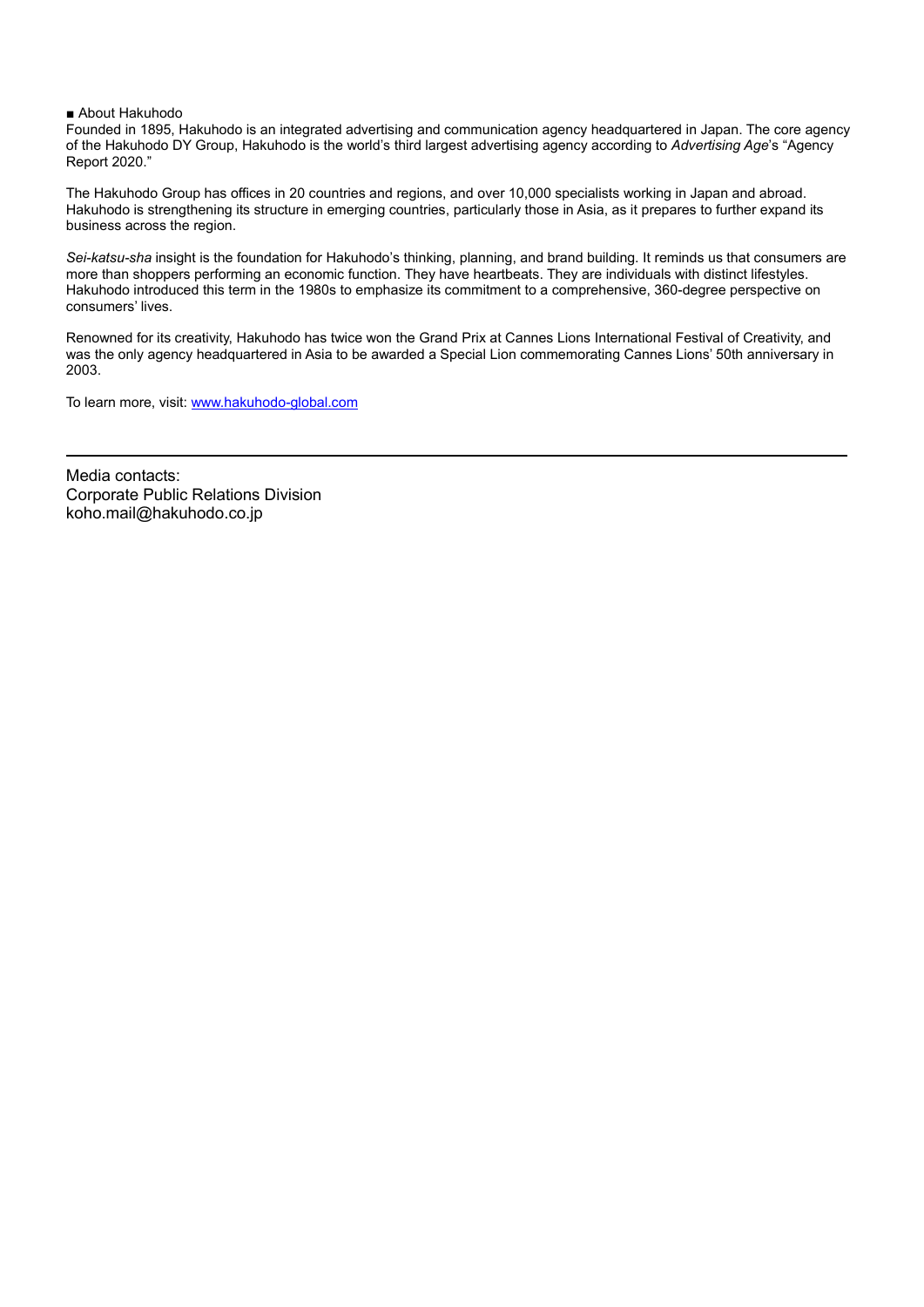■ About Hakuhodo

Founded in 1895, Hakuhodo is an integrated advertising and communication agency headquartered in Japan. The core agency of the Hakuhodo DY Group, Hakuhodo is the world's third largest advertising agency according to *Advertising Age*'s "Agency Report 2020."

The Hakuhodo Group has offices in 20 countries and regions, and over 10,000 specialists working in Japan and abroad. Hakuhodo is strengthening its structure in emerging countries, particularly those in Asia, as it prepares to further expand its business across the region.

*Sei-katsu-sha* insight is the foundation for Hakuhodo's thinking, planning, and brand building. It reminds us that consumers are more than shoppers performing an economic function. They have heartbeats. They are individuals with distinct lifestyles. Hakuhodo introduced this term in the 1980s to emphasize its commitment to a comprehensive, 360-degree perspective on consumers' lives.

Renowned for its creativity, Hakuhodo has twice won the Grand Prix at Cannes Lions International Festival of Creativity, and was the only agency headquartered in Asia to be awarded a Special Lion commemorating Cannes Lions' 50th anniversary in 2003.

To learn more, visit: [www.hakuhodo-global.com](http://www.hakuhodo-global.com)

---

Media contacts:
Corporate Public Relations Division
koho.mail@hakuhodo.co.jp